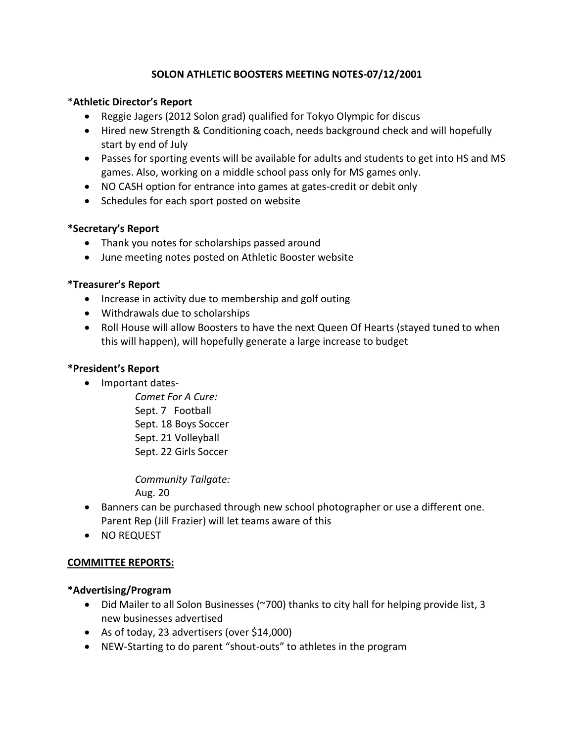# SOLON ATHLETIC BOOSTERS MEETING NOTES-07/12/2001

***Athletic Director's Report**

- Reggie Jagers (2012 Solon grad) qualified for Tokyo Olympic for discus
- Hired new Strength & Conditioning coach, needs background check and will hopefully start by end of July
- Passes for sporting events will be available for adults and students to get into HS and MS games. Also, working on a middle school pass only for MS games only.
- NO CASH option for entrance into games at gates-credit or debit only
- Schedules for each sport posted on website

***Secretary's Report**

- Thank you notes for scholarships passed around
- June meeting notes posted on Athletic Booster website

***Treasurer's Report**

- Increase in activity due to membership and golf outing
- Withdrawals due to scholarships
- Roll House will allow Boosters to have the next Queen Of Hearts (stayed tuned to when this will happen), will hopefully generate a large increase to budget

***President's Report**

- Important dates-

  *Comet For A Cure:*
  Sept. 7 Football
  Sept. 18 Boys Soccer
  Sept. 21 Volleyball
  Sept. 22 Girls Soccer

  *Community Tailgate:*
  Aug. 20
- Banners can be purchased through new school photographer or use a different one. Parent Rep (Jill Frazier) will let teams aware of this
- NO REQUEST

**COMMITTEE REPORTS:**

***Advertising/Program**

- Did Mailer to all Solon Businesses (~700) thanks to city hall for helping provide list, 3 new businesses advertised
- As of today, 23 advertisers (over $14,000)
- NEW-Starting to do parent "shout-outs" to athletes in the program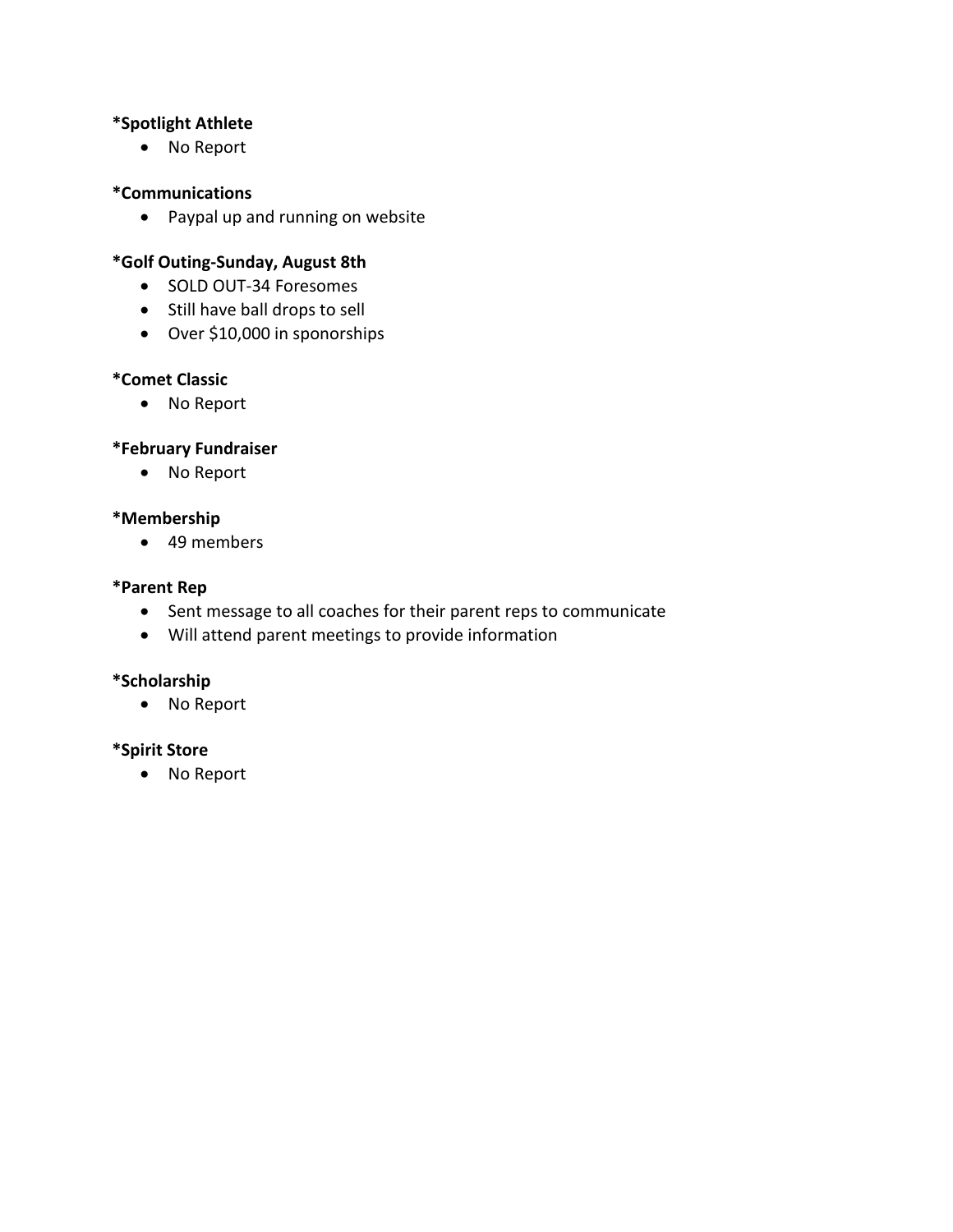**\*Spotlight Athlete**

- No Report

**\*Communications**

- Paypal up and running on website

**\*Golf Outing-Sunday, August 8th**

- SOLD OUT-34 Foresomes
- Still have ball drops to sell
- Over $10,000 in sponorships

**\*Comet Classic**

- No Report

**\*February Fundraiser**

- No Report

**\*Membership**

- 49 members

**\*Parent Rep**

- Sent message to all coaches for their parent reps to communicate
- Will attend parent meetings to provide information

**\*Scholarship**

- No Report

**\*Spirit Store**

- No Report